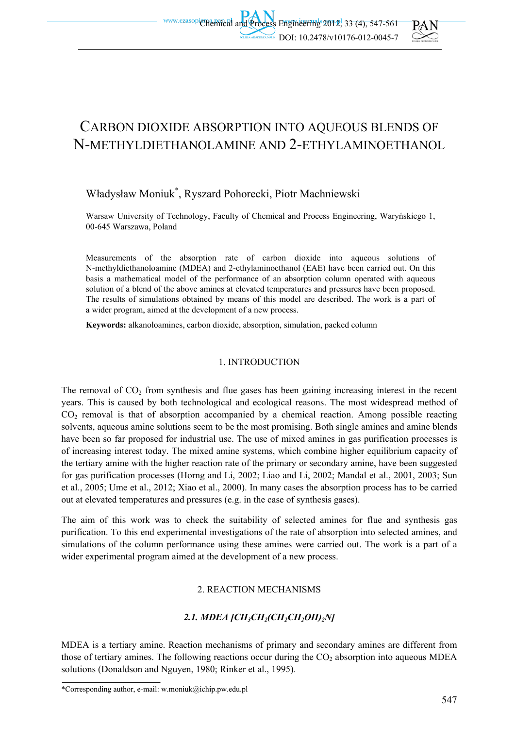# CARBON DIOXIDE ABSORPTION INTO AQUEOUS BLENDS OF N-METHYLDIETHANOLAMINE AND 2-ETHYLAMINOETHANOL

Władysław Moniuk*, Ryszard Pohorecki, Piotr Machniewski

Warsaw University of Technology, Faculty of Chemical and Process Engineering, Waryńskiego 1, 00-645 Warszawa, Poland

Measurements of the absorption rate of carbon dioxide into aqueous solutions of N-methyldiethanoloamine (MDEA) and 2-ethylaminoethanol (EAE) have been carried out. On this basis a mathematical model of the performance of an absorption column operated with aqueous solution of a blend of the above amines at elevated temperatures and pressures have been proposed. The results of simulations obtained by means of this model are described. The work is a part of a wider program, aimed at the development of a new process.

**Keywords:** alkanoloamines, carbon dioxide, absorption, simulation, packed column

## 1. INTRODUCTION

The removal of $CO_2$ from synthesis and flue gases has been gaining increasing interest in the recent years. This is caused by both technological and ecological reasons. The most widespread method of $CO_2$ removal is that of absorption accompanied by a chemical reaction. Among possible reacting solvents, aqueous amine solutions seem to be the most promising. Both single amines and amine blends have been so far proposed for industrial use. The use of mixed amines in gas purification processes is of increasing interest today. The mixed amine systems, which combine higher equilibrium capacity of the tertiary amine with the higher reaction rate of the primary or secondary amine, have been suggested for gas purification processes (Horng and Li, 2002; Liao and Li, 2002; Mandal et al., 2001, 2003; Sun et al., 2005; Ume et al., 2012; Xiao et al., 2000). In many cases the absorption process has to be carried out at elevated temperatures and pressures (e.g. in the case of synthesis gases).

The aim of this work was to check the suitability of selected amines for flue and synthesis gas purification. To this end experimental investigations of the rate of absorption into selected amines, and simulations of the column performance using these amines were carried out. The work is a part of a wider experimental program aimed at the development of a new process.

## 2. REACTION MECHANISMS

### *2.1. MDEA [$CH_3CH_2(CH_2CH_2OH)_2N$]*

MDEA is a tertiary amine. Reaction mechanisms of primary and secondary amines are different from those of tertiary amines. The following reactions occur during the $CO_2$ absorption into aqueous MDEA solutions (Donaldson and Nguyen, 1980; Rinker et al., 1995).

*Corresponding author, e-mail: w.moniuk@ichip.pw.edu.pl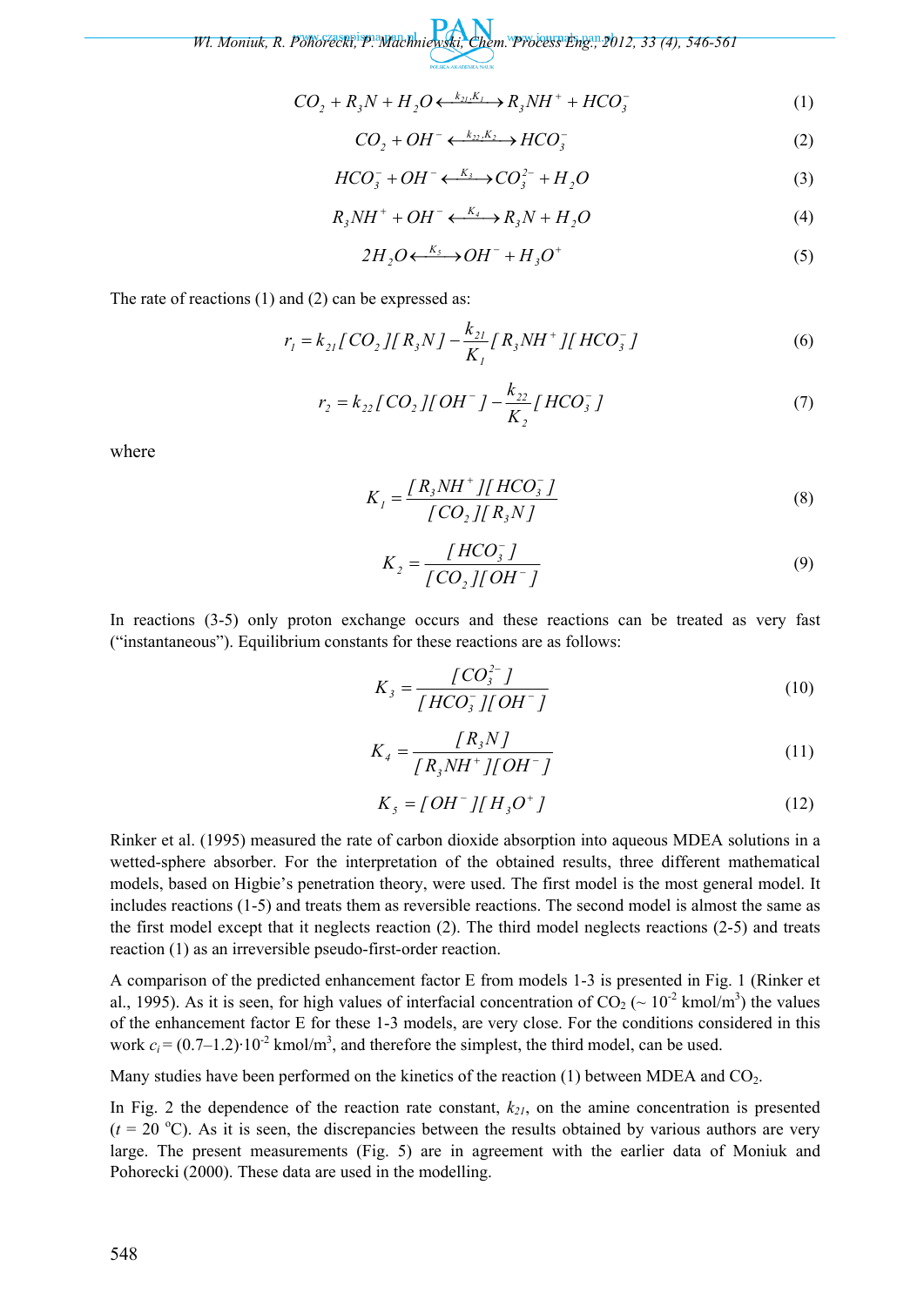$$CO_2 + R_3N + H_2O \xleftrightarrow{k_{21}, K_1} R_3NH^+ + HCO_3^- \tag{1}$$

$$CO_2 + OH^- \xleftrightarrow{k_{22}, K_2} HCO_3^- \tag{2}$$

$$HCO_3^- + OH^- \xleftrightarrow{K_3} CO_3^{2-} + H_2O \tag{3}$$

$$R_3NH^+ + OH^- \xleftrightarrow{K_4} R_3N + H_2O \tag{4}$$

$$2H_2O \xleftrightarrow{K_5} OH^- + H_3O^+ \tag{5}$$

The rate of reactions (1) and (2) can be expressed as:

$$r_1 = k_{21}[CO_2][R_3N] - \frac{k_{21}}{K_1}[R_3NH^+][HCO_3^-] \tag{6}$$

$$r_2 = k_{22}[CO_2][OH^-] - \frac{k_{22}}{K_2}[HCO_3^-] \tag{7}$$

where

$$K_1 = \frac{[R_3NH^+][HCO_3^-]}{[CO_2][R_3N]} \tag{8}$$

$$K_2 = \frac{[HCO_3^-]}{[CO_2][OH^-]} \tag{9}$$

In reactions (3-5) only proton exchange occurs and these reactions can be treated as very fast ("instantaneous"). Equilibrium constants for these reactions are as follows:

$$K_3 = \frac{[CO_3^{2-}]}{[HCO_3^-][OH^-]} \tag{10}$$

$$K_4 = \frac{[R_3N]}{[R_3NH^+][OH^-]} \tag{11}$$

$$K_5 = [OH^-][H_3O^+] \tag{12}$$

Rinker et al. (1995) measured the rate of carbon dioxide absorption into aqueous MDEA solutions in a wetted-sphere absorber. For the interpretation of the obtained results, three different mathematical models, based on Higbie's penetration theory, were used. The first model is the most general model. It includes reactions (1-5) and treats them as reversible reactions. The second model is almost the same as the first model except that it neglects reaction (2). The third model neglects reactions (2-5) and treats reaction (1) as an irreversible pseudo-first-order reaction.

A comparison of the predicted enhancement factor E from models 1-3 is presented in Fig. 1 (Rinker et al., 1995). As it is seen, for high values of interfacial concentration of $CO_2$ (~ $10^{-2}$ kmol/m$^3$) the values of the enhancement factor E for these 1-3 models, are very close. For the conditions considered in this work $c_i = (0.7\text{–}1.2)\cdot 10^{-2}$ kmol/m$^3$, and therefore the simplest, the third model, can be used.

Many studies have been performed on the kinetics of the reaction (1) between MDEA and $CO_2$.

In Fig. 2 the dependence of the reaction rate constant, $k_{21}$, on the amine concentration is presented ($t$ = 20 $^o$C). As it is seen, the discrepancies between the results obtained by various authors are very large. The present measurements (Fig. 5) are in agreement with the earlier data of Moniuk and Pohorecki (2000). These data are used in the modelling.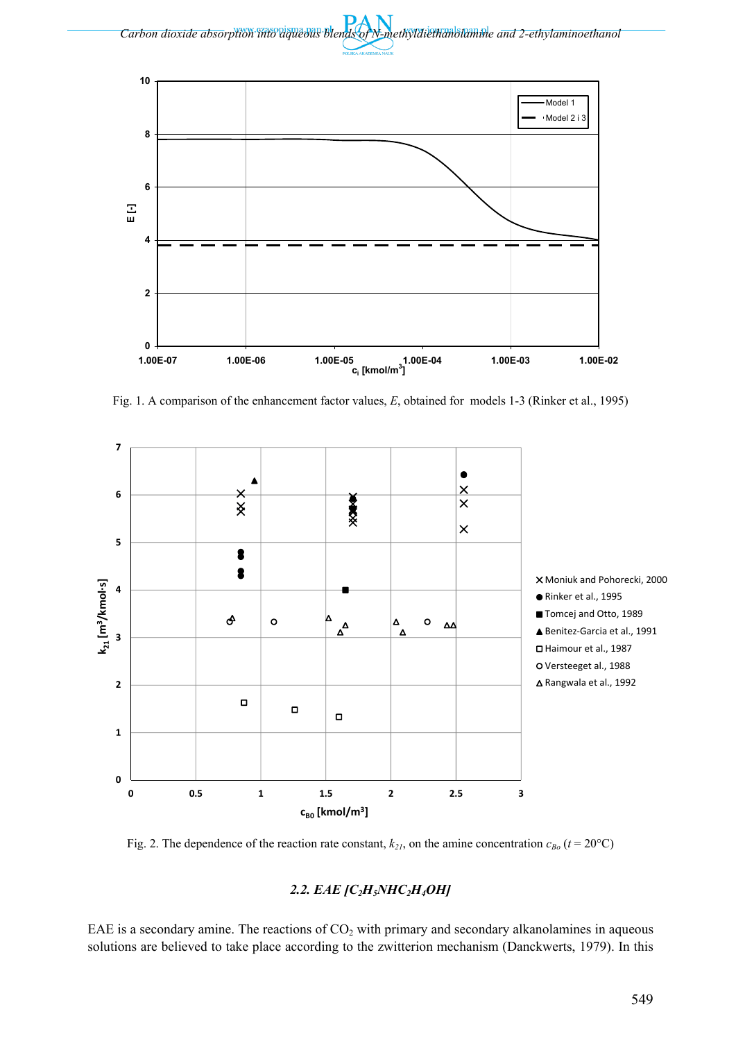Fig. 1. A comparison of the enhancement factor values, $E$, obtained for models 1-3 (Rinker et al., 1995)

Fig. 2. The dependence of the reaction rate constant, $k_{21}$, on the amine concentration $c_{Bo}$ ($t = 20°C$)

### 2.2. EAE [$C_2H_5NHC_2H_4OH$]

EAE is a secondary amine. The reactions of $CO_2$ with primary and secondary alkanolamines in aqueous solutions are believed to take place according to the zwitterion mechanism (Danckwerts, 1979). In this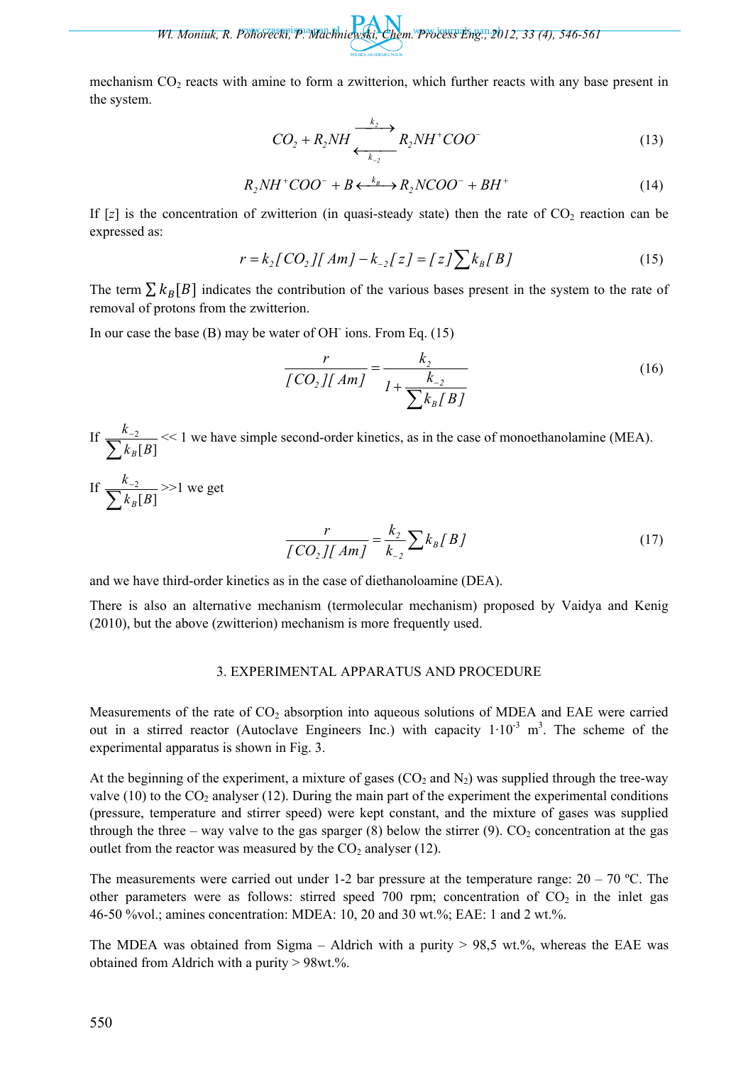mechanism $CO_2$ reacts with amine to form a zwitterion, which further reacts with any base present in the system.

$$CO_2 + R_2NH \underset{k_{-2}}{\overset{k_2}{\rightleftarrows}} R_2NH^+COO^- \tag{13}$$

$$R_2NH^+COO^- + B \overset{k_B}{\longleftrightarrow} R_2NCOO^- + BH^+ \tag{14}$$

If [z] is the concentration of zwitterion (in quasi-steady state) then the rate of $CO_2$ reaction can be expressed as:

$$r = k_2[CO_2][Am] - k_{-2}[z] = [z]\sum k_B[B] \tag{15}$$

The term $\sum k_B[B]$ indicates the contribution of the various bases present in the system to the rate of removal of protons from the zwitterion.

In our case the base (B) may be water of $OH^-$ ions. From Eq. (15)

$$\frac{r}{[CO_2][Am]} = \frac{k_2}{1 + \dfrac{k_{-2}}{\sum k_B[B]}} \tag{16}$$

If $\dfrac{k_{-2}}{\sum k_B[B]} << 1$ we have simple second-order kinetics, as in the case of monoethanolamine (MEA).

If $\dfrac{k_{-2}}{\sum k_B[B]} >> 1$ we get

$$\frac{r}{[CO_2][Am]} = \frac{k_2}{k_{-2}}\sum k_B[B] \tag{17}$$

and we have third-order kinetics as in the case of diethanoloamine (DEA).

There is also an alternative mechanism (termolecular mechanism) proposed by Vaidya and Kenig (2010), but the above (zwitterion) mechanism is more frequently used.

## 3. EXPERIMENTAL APPARATUS AND PROCEDURE

Measurements of the rate of $CO_2$ absorption into aqueous solutions of MDEA and EAE were carried out in a stirred reactor (Autoclave Engineers Inc.) with capacity $1\cdot10^{-3}$ $m^3$. The scheme of the experimental apparatus is shown in Fig. 3.

At the beginning of the experiment, a mixture of gases ($CO_2$ and $N_2$) was supplied through the tree-way valve (10) to the $CO_2$ analyser (12). During the main part of the experiment the experimental conditions (pressure, temperature and stirrer speed) were kept constant, and the mixture of gases was supplied through the three – way valve to the gas sparger (8) below the stirrer (9). $CO_2$ concentration at the gas outlet from the reactor was measured by the $CO_2$ analyser (12).

The measurements were carried out under 1-2 bar pressure at the temperature range: 20 – 70 ºC. The other parameters were as follows: stirred speed 700 rpm; concentration of $CO_2$ in the inlet gas 46-50 %vol.; amines concentration: MDEA: 10, 20 and 30 wt.%; EAE: 1 and 2 wt.%.

The MDEA was obtained from Sigma – Aldrich with a purity > 98,5 wt.%, whereas the EAE was obtained from Aldrich with a purity > 98wt.%.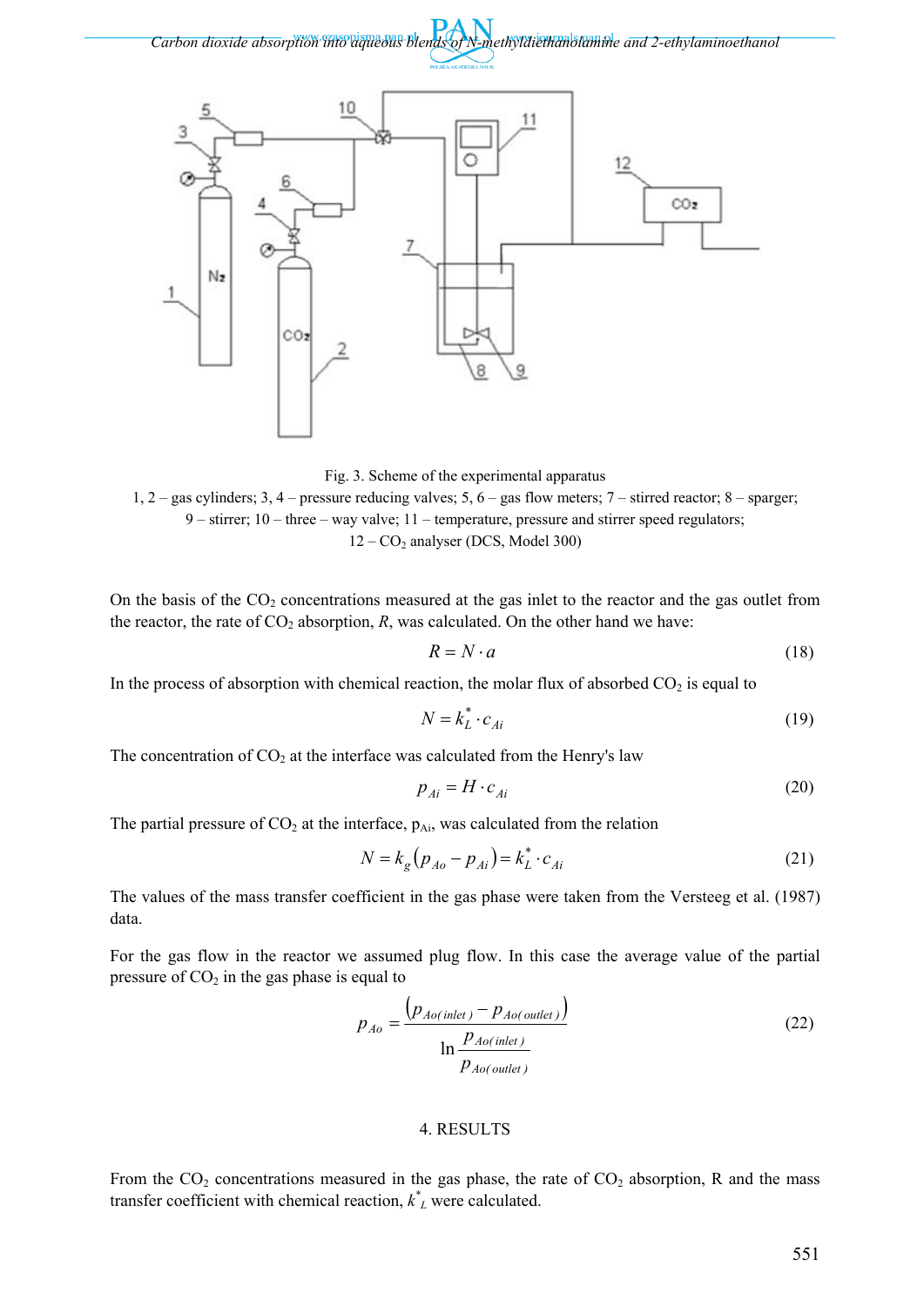Fig. 3. Scheme of the experimental apparatus
1, 2 – gas cylinders; 3, 4 – pressure reducing valves; 5, 6 – gas flow meters; 7 – stirred reactor; 8 – sparger; 9 – stirrer; 10 – three – way valve; 11 – temperature, pressure and stirrer speed regulators; 12 – $CO_2$ analyser (DCS, Model 300)

On the basis of the $CO_2$ concentrations measured at the gas inlet to the reactor and the gas outlet from the reactor, the rate of $CO_2$ absorption, $R$, was calculated. On the other hand we have:

$$R = N \cdot a \tag{18}$$

In the process of absorption with chemical reaction, the molar flux of absorbed $CO_2$ is equal to

$$N = k_L^* \cdot c_{Ai} \tag{19}$$

The concentration of $CO_2$ at the interface was calculated from the Henry's law

$$p_{Ai} = H \cdot c_{Ai} \tag{20}$$

The partial pressure of $CO_2$ at the interface, $p_{Ai}$, was calculated from the relation

$$N = k_g \left( p_{Ao} - p_{Ai} \right) = k_L^* \cdot c_{Ai} \tag{21}$$

The values of the mass transfer coefficient in the gas phase were taken from the Versteeg et al. (1987) data.

For the gas flow in the reactor we assumed plug flow. In this case the average value of the partial pressure of $CO_2$ in the gas phase is equal to

$$p_{Ao} = \frac{\left( p_{Ao(inlet)} - p_{Ao(outlet)} \right)}{\ln \dfrac{p_{Ao(inlet)}}{p_{Ao(outlet)}}} \tag{22}$$

## 4. RESULTS

From the $CO_2$ concentrations measured in the gas phase, the rate of $CO_2$ absorption, R and the mass transfer coefficient with chemical reaction, $k^*_L$ were calculated.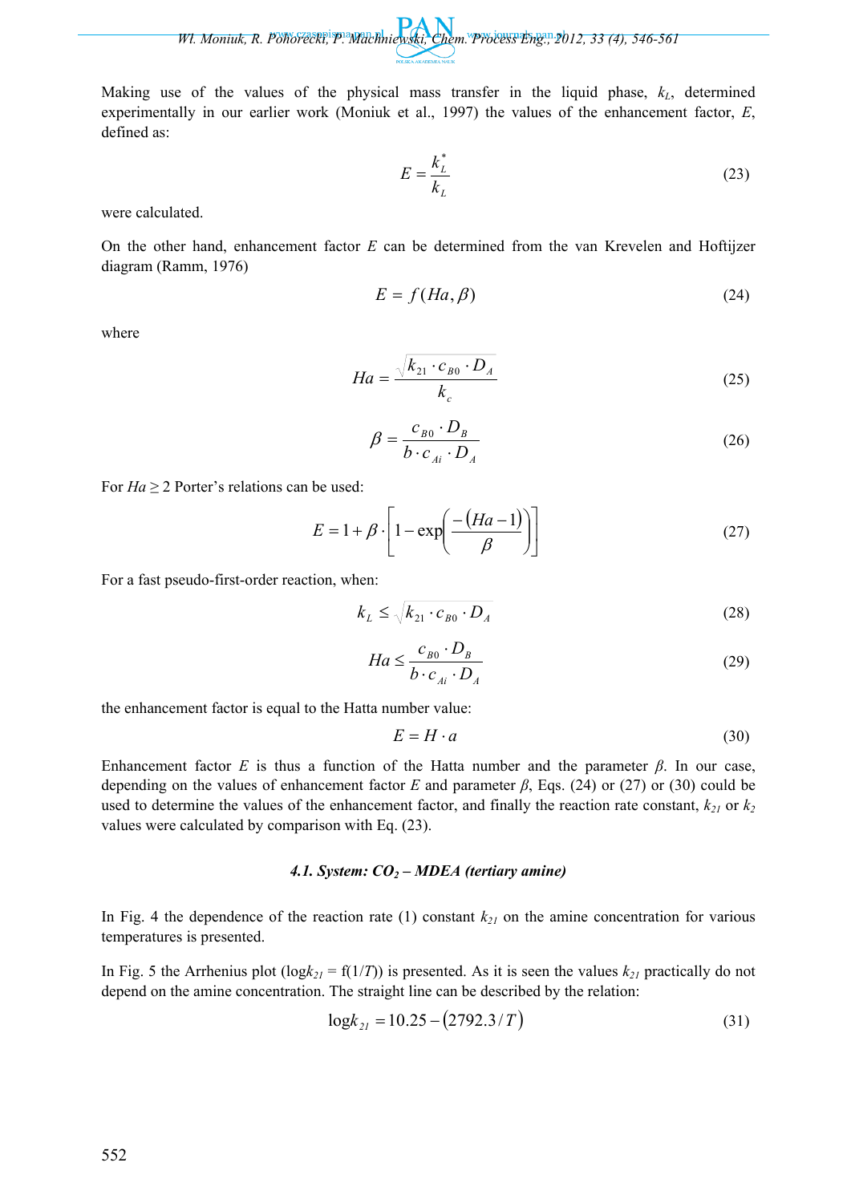Making use of the values of the physical mass transfer in the liquid phase, $k_L$, determined experimentally in our earlier work (Moniuk et al., 1997) the values of the enhancement factor, $E$, defined as:

$$E = \frac{k_L^*}{k_L} \tag{23}$$

were calculated.

On the other hand, enhancement factor $E$ can be determined from the van Krevelen and Hoftijzer diagram (Ramm, 1976)

$$E = f(Ha, \beta) \tag{24}$$

where

$$Ha = \frac{\sqrt{k_{21} \cdot c_{B0} \cdot D_A}}{k_c} \tag{25}$$

$$\beta = \frac{c_{B0} \cdot D_B}{b \cdot c_{Ai} \cdot D_A} \tag{26}$$

For $Ha \geq 2$ Porter's relations can be used:

$$E = 1 + \beta \cdot \left[1 - \exp\left(\frac{-(Ha - 1)}{\beta}\right)\right] \tag{27}$$

For a fast pseudo-first-order reaction, when:

$$k_L \leq \sqrt{k_{21} \cdot c_{B0} \cdot D_A} \tag{28}$$

$$Ha \leq \frac{c_{B0} \cdot D_B}{b \cdot c_{Ai} \cdot D_A} \tag{29}$$

the enhancement factor is equal to the Hatta number value:

$$E = H \cdot a \tag{30}$$

Enhancement factor $E$ is thus a function of the Hatta number and the parameter $\beta$. In our case, depending on the values of enhancement factor $E$ and parameter $\beta$, Eqs. (24) or (27) or (30) could be used to determine the values of the enhancement factor, and finally the reaction rate constant, $k_{21}$ or $k_2$ values were calculated by comparison with Eq. (23).

### *4.1. System: $CO_2$ – MDEA (tertiary amine)*

In Fig. 4 the dependence of the reaction rate (1) constant $k_{21}$ on the amine concentration for various temperatures is presented.

In Fig. 5 the Arrhenius plot ($\log k_{21} = f(1/T)$) is presented. As it is seen the values $k_{21}$ practically do not depend on the amine concentration. The straight line can be described by the relation:

$$\log k_{21} = 10.25 - (2792.3/T) \tag{31}$$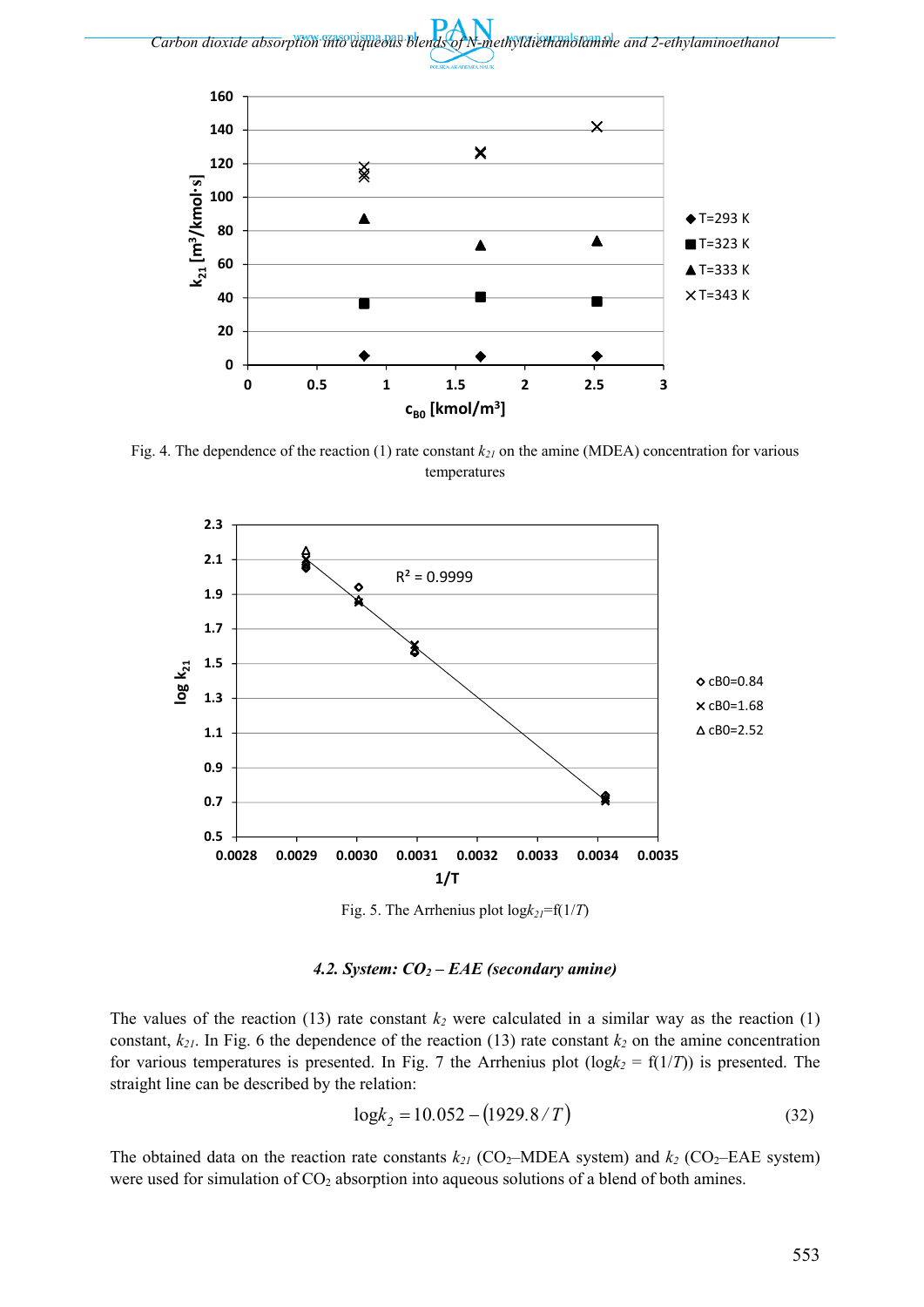Fig. 4. The dependence of the reaction (1) rate constant $k_{21}$ on the amine (MDEA) concentration for various temperatures

Fig. 5. The Arrhenius plot log$k_{21}$=f(1/$T$)

### 4.2. System: $CO_2$ – EAE (secondary amine)

The values of the reaction (13) rate constant $k_2$ were calculated in a similar way as the reaction (1) constant, $k_{21}$. In Fig. 6 the dependence of the reaction (13) rate constant $k_2$ on the amine concentration for various temperatures is presented. In Fig. 7 the Arrhenius plot (log$k_2$ = f(1/$T$)) is presented. The straight line can be described by the relation:

$$\log k_2 = 10.052 - (1929.8/T) \tag{32}$$

The obtained data on the reaction rate constants $k_{21}$ ($CO_2$–MDEA system) and $k_2$ ($CO_2$–EAE system) were used for simulation of $CO_2$ absorption into aqueous solutions of a blend of both amines.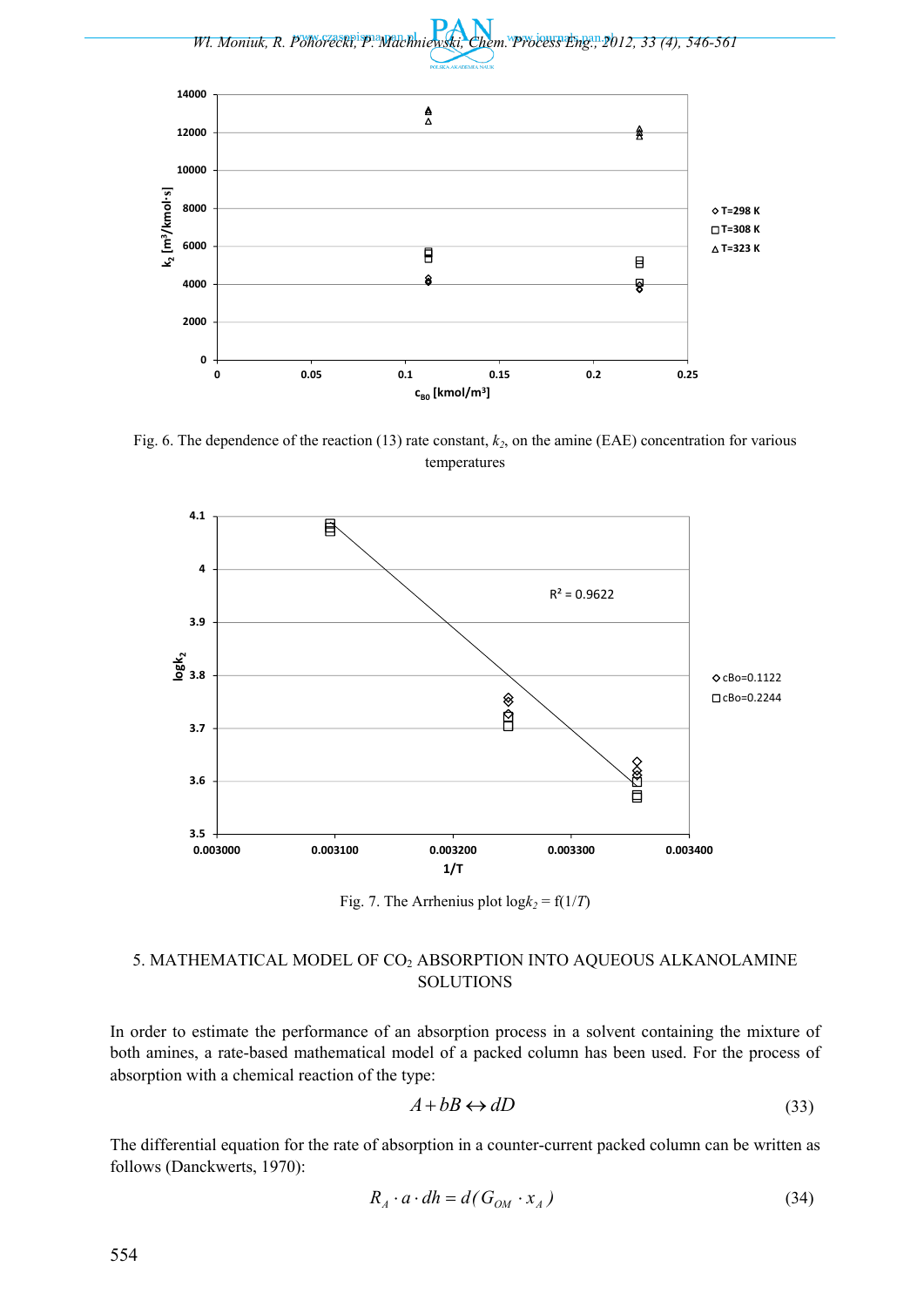Fig. 6. The dependence of the reaction (13) rate constant, $k_2$, on the amine (EAE) concentration for various temperatures

Fig. 7. The Arrhenius plot $\log k_2 = f(1/T)$

## 5. MATHEMATICAL MODEL OF $CO_2$ ABSORPTION INTO AQUEOUS ALKANOLAMINE SOLUTIONS

In order to estimate the performance of an absorption process in a solvent containing the mixture of both amines, a rate-based mathematical model of a packed column has been used. For the process of absorption with a chemical reaction of the type:

$$A + bB \leftrightarrow dD \tag{33}$$

The differential equation for the rate of absorption in a counter-current packed column can be written as follows (Danckwerts, 1970):

$$R_A \cdot a \cdot dh = d(G_{OM} \cdot x_A) \tag{34}$$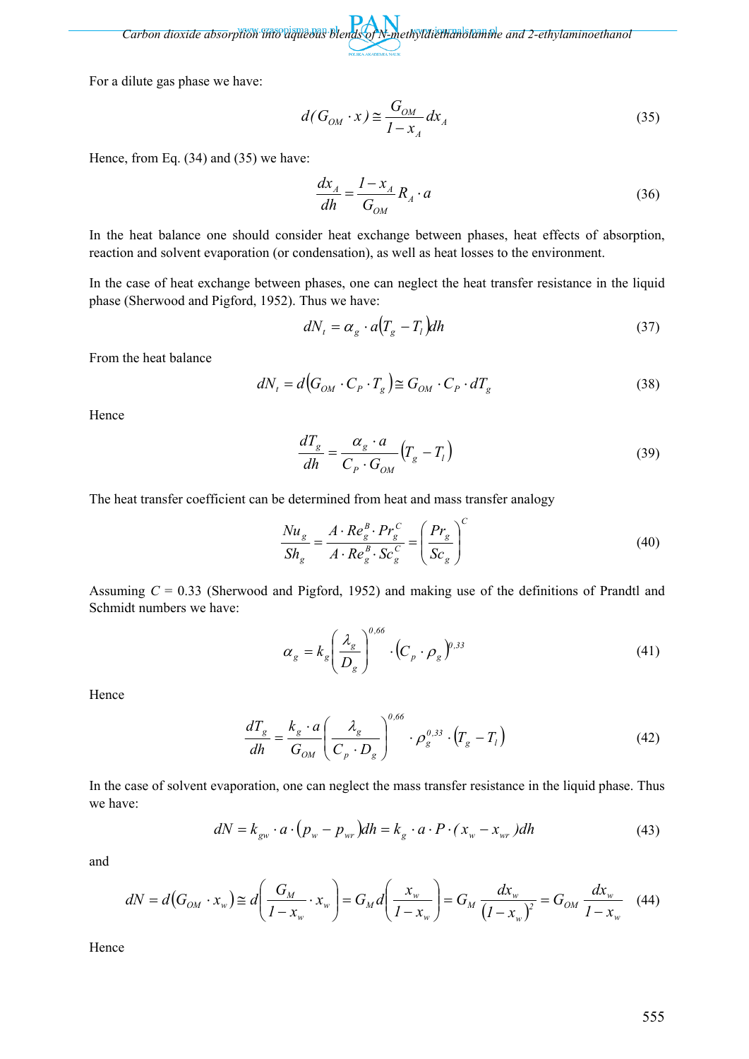For a dilute gas phase we have:

$$d(G_{OM} \cdot x) \cong \frac{G_{OM}}{1-x_A} dx_A \tag{35}$$

Hence, from Eq. (34) and (35) we have:

$$\frac{dx_A}{dh} = \frac{1-x_A}{G_{OM}} R_A \cdot a \tag{36}$$

In the heat balance one should consider heat exchange between phases, heat effects of absorption, reaction and solvent evaporation (or condensation), as well as heat losses to the environment.

In the case of heat exchange between phases, one can neglect the heat transfer resistance in the liquid phase (Sherwood and Pigford, 1952). Thus we have:

$$dN_t = \alpha_g \cdot a (T_g - T_l) dh \tag{37}$$

From the heat balance

$$dN_t = d(G_{OM} \cdot C_P \cdot T_g) \cong G_{OM} \cdot C_P \cdot dT_g \tag{38}$$

Hence

$$\frac{dT_g}{dh} = \frac{\alpha_g \cdot a}{C_P \cdot G_{OM}} (T_g - T_l) \tag{39}$$

The heat transfer coefficient can be determined from heat and mass transfer analogy

$$\frac{Nu_g}{Sh_g} = \frac{A \cdot Re_g^B \cdot Pr_g^C}{A \cdot Re_g^B \cdot Sc_g^C} = \left(\frac{Pr_g}{Sc_g}\right)^C \tag{40}$$

Assuming $C$ = 0.33 (Sherwood and Pigford, 1952) and making use of the definitions of Prandtl and Schmidt numbers we have:

$$\alpha_g = k_g \left(\frac{\lambda_g}{D_g}\right)^{0,66} \cdot (C_p \cdot \rho_g)^{0,33} \tag{41}$$

Hence

$$\frac{dT_g}{dh} = \frac{k_g \cdot a}{G_{OM}} \left(\frac{\lambda_g}{C_p \cdot D_g}\right)^{0,66} \cdot \rho_g^{0,33} \cdot (T_g - T_l) \tag{42}$$

In the case of solvent evaporation, one can neglect the mass transfer resistance in the liquid phase. Thus we have:

$$dN = k_{gw} \cdot a \cdot (p_w - p_{wr}) dh = k_g \cdot a \cdot P \cdot (x_w - x_{wr}) dh \tag{43}$$

and

$$dN = d(G_{OM} \cdot x_w) \cong d\left(\frac{G_M}{1-x_w} \cdot x_w\right) = G_M d\left(\frac{x_w}{1-x_w}\right) = G_M \frac{dx_w}{(1-x_w)^2} = G_{OM} \frac{dx_w}{1-x_w} \tag{44}$$

Hence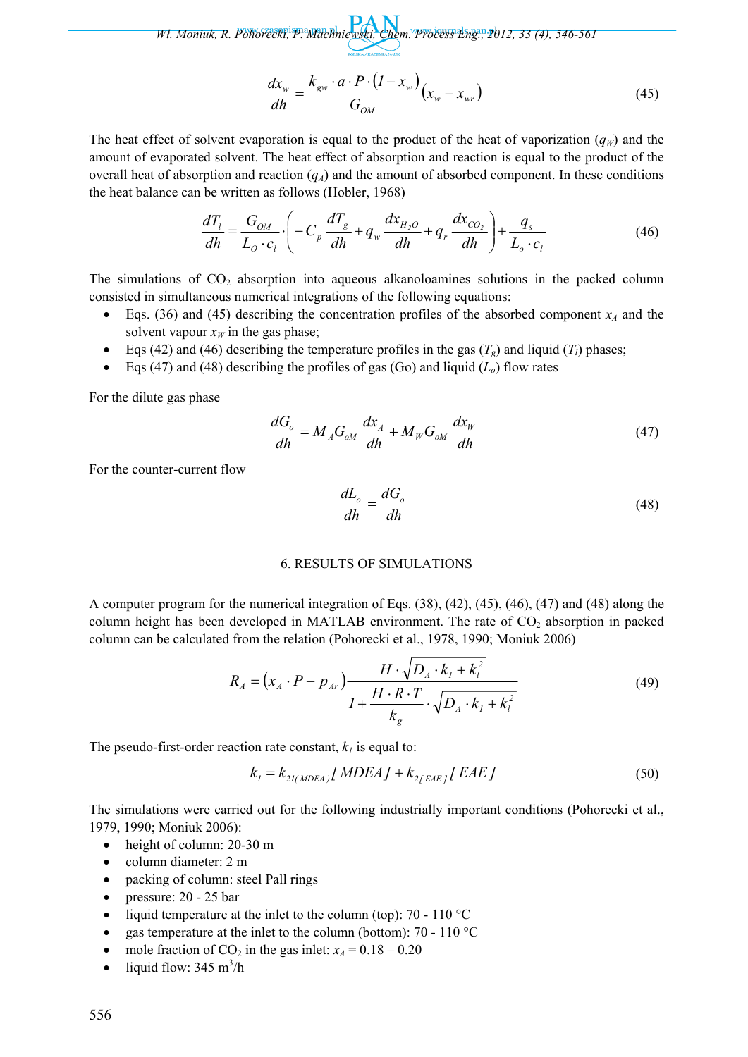$$\frac{dx_w}{dh} = \frac{k_{gw} \cdot a \cdot P \cdot (1 - x_w)}{G_{OM}} (x_w - x_{wr}) \tag{45}$$

The heat effect of solvent evaporation is equal to the product of the heat of vaporization ($q_W$) and the amount of evaporated solvent. The heat effect of absorption and reaction is equal to the product of the overall heat of absorption and reaction ($q_A$) and the amount of absorbed component. In these conditions the heat balance can be written as follows (Hobler, 1968)

$$\frac{dT_l}{dh} = \frac{G_{OM}}{L_O \cdot c_l} \cdot \left( -C_p \frac{dT_g}{dh} + q_w \frac{dx_{H_2O}}{dh} + q_r \frac{dx_{CO_2}}{dh} \right) + \frac{q_s}{L_o \cdot c_l} \tag{46}$$

The simulations of $CO_2$ absorption into aqueous alkanoloamines solutions in the packed column consisted in simultaneous numerical integrations of the following equations:

- Eqs. (36) and (45) describing the concentration profiles of the absorbed component $x_A$ and the solvent vapour $x_W$ in the gas phase;
- Eqs (42) and (46) describing the temperature profiles in the gas ($T_g$) and liquid ($T_l$) phases;
- Eqs (47) and (48) describing the profiles of gas (Go) and liquid ($L_o$) flow rates

For the dilute gas phase

$$\frac{dG_o}{dh} = M_A G_{oM} \frac{dx_A}{dh} + M_W G_{oM} \frac{dx_W}{dh} \tag{47}$$

For the counter-current flow

$$\frac{dL_o}{dh} = \frac{dG_o}{dh} \tag{48}$$

## 6. RESULTS OF SIMULATIONS

A computer program for the numerical integration of Eqs. (38), (42), (45), (46), (47) and (48) along the column height has been developed in MATLAB environment. The rate of $CO_2$ absorption in packed column can be calculated from the relation (Pohorecki et al., 1978, 1990; Moniuk 2006)

$$R_A = (x_A \cdot P - p_{Ar}) \frac{H \cdot \sqrt{D_A \cdot k_1 + k_l^2}}{1 + \dfrac{H \cdot \bar{R} \cdot T}{k_g} \cdot \sqrt{D_A \cdot k_1 + k_l^2}} \tag{49}$$

The pseudo-first-order reaction rate constant, $k_1$ is equal to:

$$k_1 = k_{21(MDEA)}[MDEA] + k_{2[EAE]}[EAE] \tag{50}$$

The simulations were carried out for the following industrially important conditions (Pohorecki et al., 1979, 1990; Moniuk 2006):

- height of column: 20-30 m
- column diameter: 2 m
- packing of column: steel Pall rings
- pressure: 20 - 25 bar
- liquid temperature at the inlet to the column (top): 70 - 110 °C
- gas temperature at the inlet to the column (bottom): 70 - 110 °C
- mole fraction of $CO_2$ in the gas inlet: $x_A = 0.18 – 0.20$
- liquid flow: 345 $m^3$/h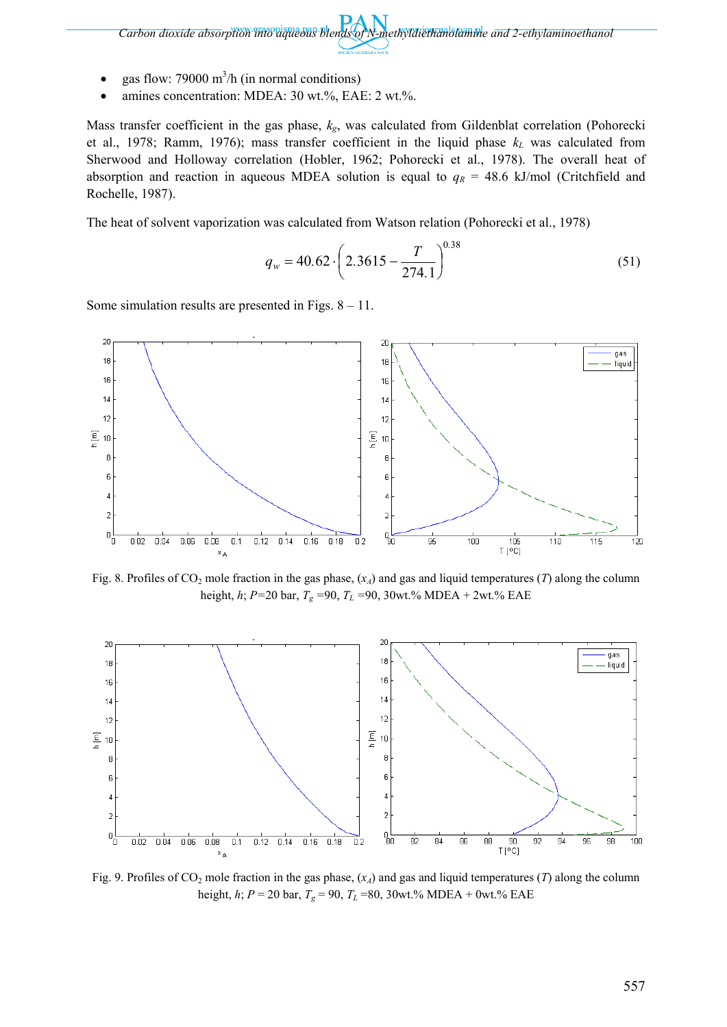- gas flow: 79000 $m^3$/h (in normal conditions)
- amines concentration: MDEA: 30 wt.%, EAE: 2 wt.%.

Mass transfer coefficient in the gas phase, $k_g$, was calculated from Gildenblat correlation (Pohorecki et al., 1978; Ramm, 1976); mass transfer coefficient in the liquid phase $k_L$ was calculated from Sherwood and Holloway correlation (Hobler, 1962; Pohorecki et al., 1978). The overall heat of absorption and reaction in aqueous MDEA solution is equal to $q_R$ = 48.6 kJ/mol (Critchfield and Rochelle, 1987).

The heat of solvent vaporization was calculated from Watson relation (Pohorecki et al., 1978)

$$q_w = 40.62 \cdot \left(2.3615 - \frac{T}{274.1}\right)^{0.38} \tag{51}$$

Some simulation results are presented in Figs. 8 – 11.

Fig. 8. Profiles of $CO_2$ mole fraction in the gas phase, ($x_A$) and gas and liquid temperatures ($T$) along the column height, $h$; $P$=20 bar, $T_g$ =90, $T_L$ =90, 30wt.% MDEA + 2wt.% EAE

Fig. 9. Profiles of $CO_2$ mole fraction in the gas phase, ($x_A$) and gas and liquid temperatures ($T$) along the column height, $h$; $P$ = 20 bar, $T_g$ = 90, $T_L$ =80, 30wt.% MDEA + 0wt.% EAE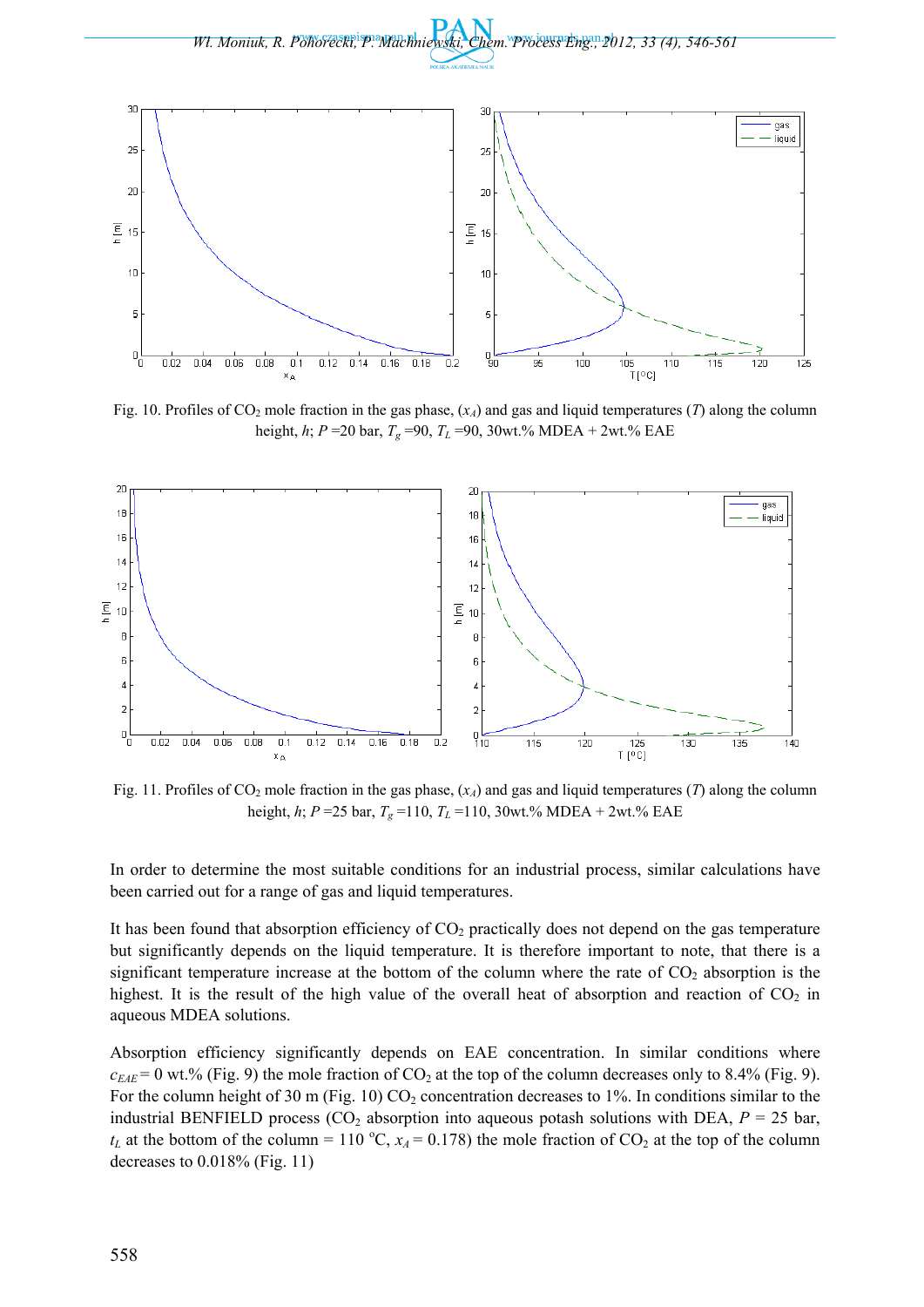Fig. 10. Profiles of $CO_2$ mole fraction in the gas phase, ($x_A$) and gas and liquid temperatures ($T$) along the column height, $h$; $P$ =20 bar, $T_g$ =90, $T_L$ =90, 30wt.% MDEA + 2wt.% EAE

Fig. 11. Profiles of $CO_2$ mole fraction in the gas phase, ($x_A$) and gas and liquid temperatures ($T$) along the column height, $h$; $P$ =25 bar, $T_g$ =110, $T_L$ =110, 30wt.% MDEA + 2wt.% EAE

In order to determine the most suitable conditions for an industrial process, similar calculations have been carried out for a range of gas and liquid temperatures.

It has been found that absorption efficiency of $CO_2$ practically does not depend on the gas temperature but significantly depends on the liquid temperature. It is therefore important to note, that there is a significant temperature increase at the bottom of the column where the rate of $CO_2$ absorption is the highest. It is the result of the high value of the overall heat of absorption and reaction of $CO_2$ in aqueous MDEA solutions.

Absorption efficiency significantly depends on EAE concentration. In similar conditions where $c_{EAE}$ = 0 wt.% (Fig. 9) the mole fraction of $CO_2$ at the top of the column decreases only to 8.4% (Fig. 9). For the column height of 30 m (Fig. 10) $CO_2$ concentration decreases to 1%. In conditions similar to the industrial BENFIELD process ($CO_2$ absorption into aqueous potash solutions with DEA, $P$ = 25 bar, $t_L$ at the bottom of the column = 110 °C, $x_A$ = 0.178) the mole fraction of $CO_2$ at the top of the column decreases to 0.018% (Fig. 11)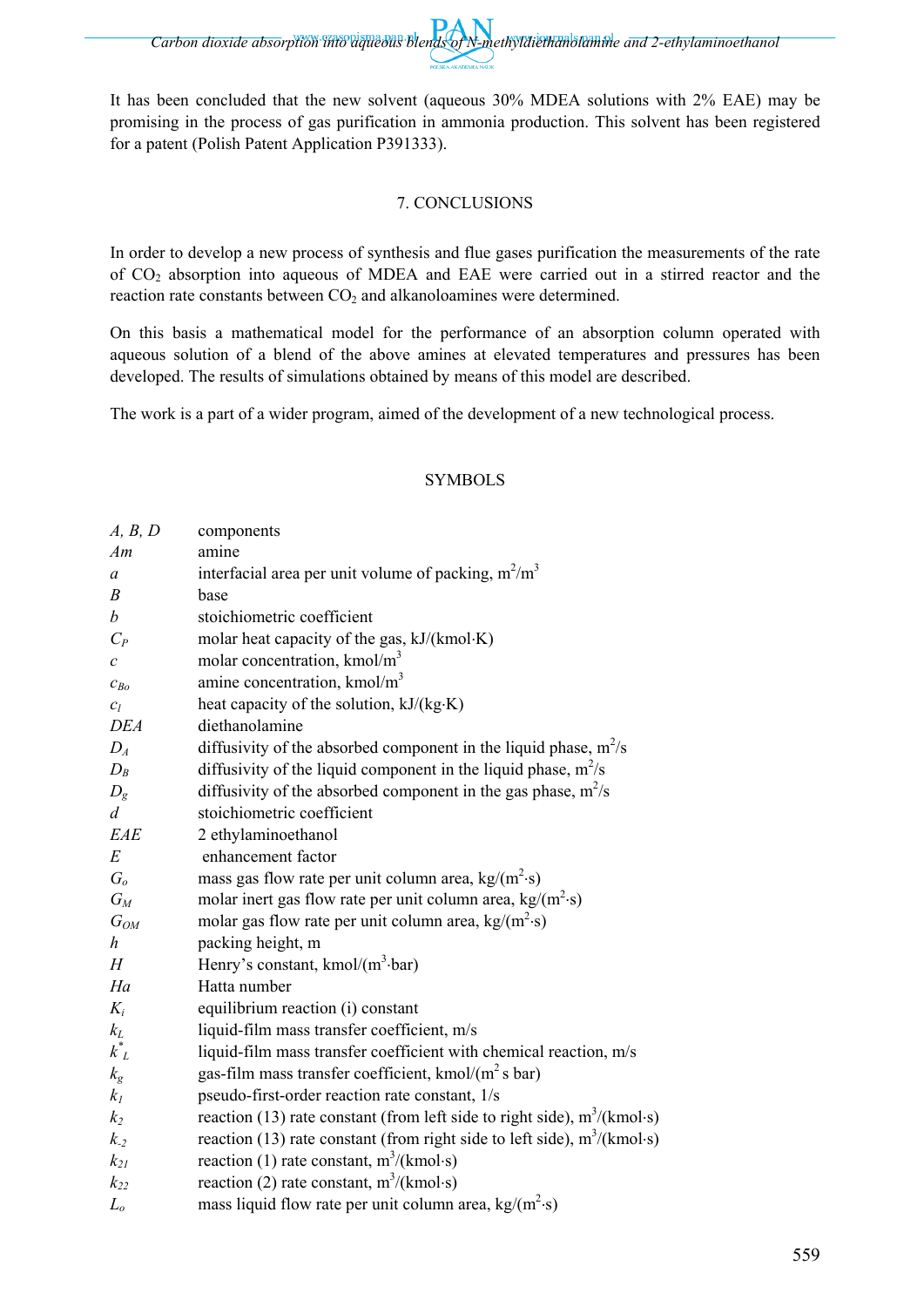It has been concluded that the new solvent (aqueous 30% MDEA solutions with 2% EAE) may be promising in the process of gas purification in ammonia production. This solvent has been registered for a patent (Polish Patent Application P391333).

## 7. CONCLUSIONS

In order to develop a new process of synthesis and flue gases purification the measurements of the rate of $CO_2$ absorption into aqueous of MDEA and EAE were carried out in a stirred reactor and the reaction rate constants between $CO_2$ and alkanoloamines were determined.

On this basis a mathematical model for the performance of an absorption column operated with aqueous solution of a blend of the above amines at elevated temperatures and pressures has been developed. The results of simulations obtained by means of this model are described.

The work is a part of a wider program, aimed of the development of a new technological process.

## SYMBOLS

| | |
|---|---|
| *A, B, D* | components |
| *Am* | amine |
| $a$ | interfacial area per unit volume of packing, $m^2/m^3$ |
| *B* | base |
| $b$ | stoichiometric coefficient |
| $C_P$ | molar heat capacity of the gas, kJ/(kmol·K) |
| $c$ | molar concentration, $kmol/m^3$ |
| $c_{Bo}$ | amine concentration, $kmol/m^3$ |
| $c_l$ | heat capacity of the solution, kJ/(kg·K) |
| *DEA* | diethanolamine |
| $D_A$ | diffusivity of the absorbed component in the liquid phase, $m^2/s$ |
| $D_B$ | diffusivity of the liquid component in the liquid phase, $m^2/s$ |
| $D_g$ | diffusivity of the absorbed component in the gas phase, $m^2/s$ |
| $d$ | stoichiometric coefficient |
| *EAE* | 2 ethylaminoethanol |
| $E$ | enhancement factor |
| $G_o$ | mass gas flow rate per unit column area, $kg/(m^2{\cdot}s)$ |
| $G_M$ | molar inert gas flow rate per unit column area, $kg/(m^2{\cdot}s)$ |
| $G_{OM}$ | molar gas flow rate per unit column area, $kg/(m^2{\cdot}s)$ |
| $h$ | packing height, m |
| $H$ | Henry's constant, $kmol/(m^3{\cdot}bar)$ |
| *Ha* | Hatta number |
| $K_i$ | equilibrium reaction (i) constant |
| $k_L$ | liquid-film mass transfer coefficient, m/s |
| $k^*_L$ | liquid-film mass transfer coefficient with chemical reaction, m/s |
| $k_g$ | gas-film mass transfer coefficient, $kmol/(m^2\ s\ bar)$ |
| $k_1$ | pseudo-first-order reaction rate constant, 1/s |
| $k_2$ | reaction (13) rate constant (from left side to right side), $m^3/(kmol{\cdot}s)$ |
| $k_{-2}$ | reaction (13) rate constant (from right side to left side), $m^3/(kmol{\cdot}s)$ |
| $k_{21}$ | reaction (1) rate constant, $m^3/(kmol{\cdot}s)$ |
| $k_{22}$ | reaction (2) rate constant, $m^3/(kmol{\cdot}s)$ |
| $L_o$ | mass liquid flow rate per unit column area, $kg/(m^2{\cdot}s)$ |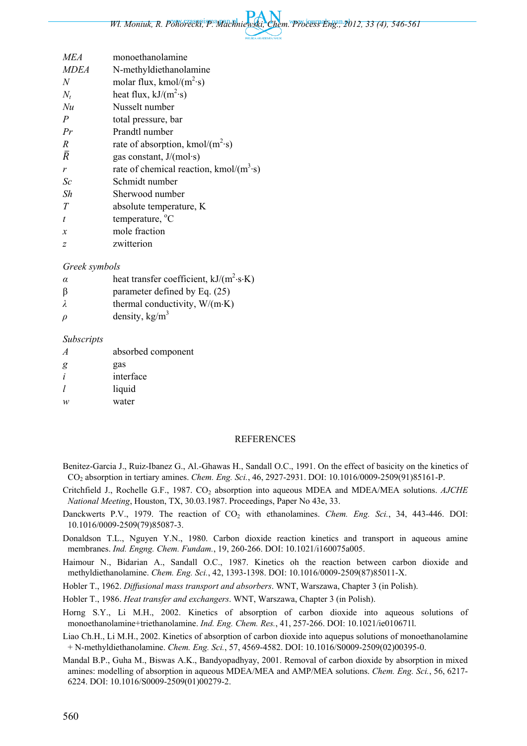| | |
|---|---|
| *MEA* | monoethanolamine |
| *MDEA* | N-methyldiethanolamine |
| $N$ | molar flux, kmol/(m$^2$·s) |
| $N_t$ | heat flux, kJ/(m$^2$·s) |
| *Nu* | Nusselt number |
| $P$ | total pressure, bar |
| *Pr* | Prandtl number |
| $R$ | rate of absorption, kmol/(m$^2$·s) |
| $\bar{R}$ | gas constant, J/(mol·s) |
| $r$ | rate of chemical reaction, kmol/(m$^3$·s) |
| *Sc* | Schmidt number |
| *Sh* | Sherwood number |
| $T$ | absolute temperature, K |
| $t$ | temperature, °C |
| $x$ | mole fraction |
| $z$ | zwitterion |

*Greek symbols*

| | |
|---|---|
| $\alpha$ | heat transfer coefficient, kJ/(m$^2$·s·K) |
| $\beta$ | parameter defined by Eq. (25) |
| $\lambda$ | thermal conductivity, W/(m·K) |
| $\rho$ | density, kg/m$^3$ |

*Subscripts*

| | |
|---|---|
| $A$ | absorbed component |
| $g$ | gas |
| $i$ | interface |
| $l$ | liquid |
| $w$ | water |

## REFERENCES

Benitez-Garcia J., Ruiz-Ibanez G., Al.-Ghawas H., Sandall O.C., 1991. On the effect of basicity on the kinetics of $CO_2$ absorption in tertiary amines. *Chem. Eng. Sci.*, 46, 2927-2931. DOI: 10.1016/0009-2509(91)85161-P.

Critchfield J., Rochelle G.F., 1987. $CO_2$ absorption into aqueous MDEA and MDEA/MEA solutions. *AJCHE National Meeting*, Houston, TX, 30.03.1987. Proceedings, Paper No 43e, 33.

Danckwerts P.V., 1979. The reaction of $CO_2$ with ethanolamines. *Chem. Eng. Sci.*, 34, 443-446. DOI: 10.1016/0009-2509(79)85087-3.

Donaldson T.L., Nguyen Y.N., 1980. Carbon dioxide reaction kinetics and transport in aqueous amine membranes. *Ind. Engng. Chem. Fundam.*, 19, 260-266. DOI: 10.1021/i160075a005.

Haimour N., Bidarian A., Sandall O.C., 1987. Kinetics oh the reaction between carbon dioxide and methyldiethanolamine. *Chem. Eng. Sci.*, 42, 1393-1398. DOI: 10.1016/0009-2509(87)85011-X.

Hobler T., 1962. *Diffusional mass transport and absorbers*. WNT, Warszawa, Chapter 3 (in Polish).

Hobler T., 1986. *Heat transfer and exchangers*. WNT, Warszawa, Chapter 3 (in Polish).

Horng S.Y., Li M.H., 2002. Kinetics of absorption of carbon dioxide into aqueous solutions of monoethanolamine+triethanolamine. *Ind. Eng. Chem. Res.*, 41, 257-266. DOI: 10.1021/ie010671l.

Liao Ch.H., Li M.H., 2002. Kinetics of absorption of carbon dioxide into aquepus solutions of monoethanolamine + N-methyldiethanolamine. *Chem. Eng. Sci.*, 57, 4569-4582. DOI: 10.1016/S0009-2509(02)00395-0.

Mandal B.P., Guha M., Biswas A.K., Bandyopadhyay, 2001. Removal of carbon dioxide by absorption in mixed amines: modelling of absorption in aqueous MDEA/MEA and AMP/MEA solutions. *Chem. Eng. Sci.*, 56, 6217-6224. DOI: 10.1016/S0009-2509(01)00279-2.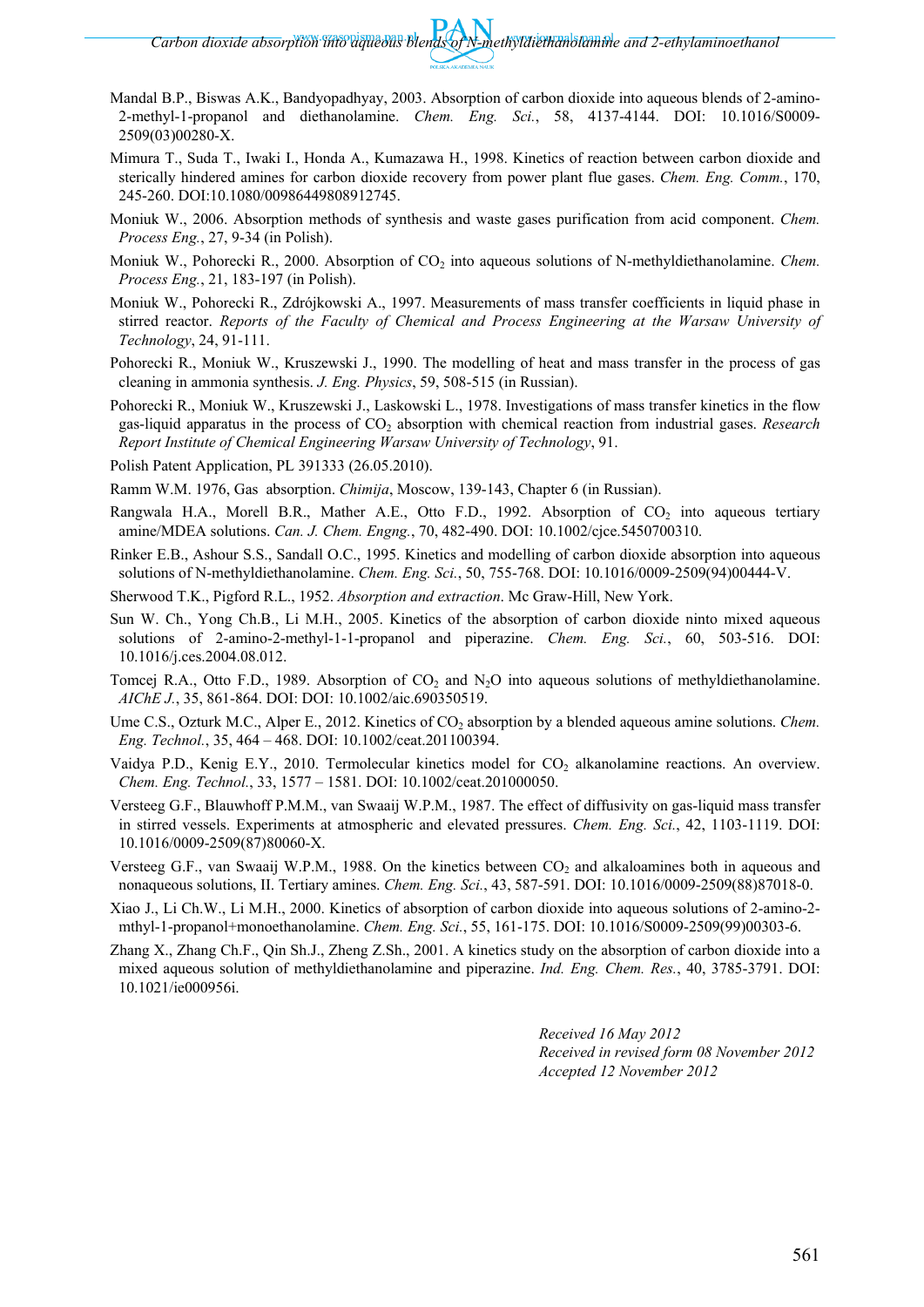Mandal B.P., Biswas A.K., Bandyopadhyay, 2003. Absorption of carbon dioxide into aqueous blends of 2-amino-2-methyl-1-propanol and diethanolamine. *Chem. Eng. Sci.*, 58, 4137-4144. DOI: 10.1016/S0009-2509(03)00280-X.

Mimura T., Suda T., Iwaki I., Honda A., Kumazawa H., 1998. Kinetics of reaction between carbon dioxide and sterically hindered amines for carbon dioxide recovery from power plant flue gases. *Chem. Eng. Comm.*, 170, 245-260. DOI:10.1080/00986449808912745.

Moniuk W., 2006. Absorption methods of synthesis and waste gases purification from acid component. *Chem. Process Eng.*, 27, 9-34 (in Polish).

Moniuk W., Pohorecki R., 2000. Absorption of $CO_2$ into aqueous solutions of N-methyldiethanolamine. *Chem. Process Eng.*, 21, 183-197 (in Polish).

Moniuk W., Pohorecki R., Zdrójkowski A., 1997. Measurements of mass transfer coefficients in liquid phase in stirred reactor. *Reports of the Faculty of Chemical and Process Engineering at the Warsaw University of Technology*, 24, 91-111.

Pohorecki R., Moniuk W., Kruszewski J., 1990. The modelling of heat and mass transfer in the process of gas cleaning in ammonia synthesis. *J. Eng. Physics*, 59, 508-515 (in Russian).

Pohorecki R., Moniuk W., Kruszewski J., Laskowski L., 1978. Investigations of mass transfer kinetics in the flow gas-liquid apparatus in the process of $CO_2$ absorption with chemical reaction from industrial gases. *Research Report Institute of Chemical Engineering Warsaw University of Technology*, 91.

Polish Patent Application, PL 391333 (26.05.2010).

Ramm W.M. 1976, Gas absorption. *Chimija*, Moscow, 139-143, Chapter 6 (in Russian).

Rangwala H.A., Morell B.R., Mather A.E., Otto F.D., 1992. Absorption of $CO_2$ into aqueous tertiary amine/MDEA solutions. *Can. J. Chem. Engng.*, 70, 482-490. DOI: 10.1002/cjce.5450700310.

Rinker E.B., Ashour S.S., Sandall O.C., 1995. Kinetics and modelling of carbon dioxide absorption into aqueous solutions of N-methyldiethanolamine. *Chem. Eng. Sci.*, 50, 755-768. DOI: 10.1016/0009-2509(94)00444-V.

Sherwood T.K., Pigford R.L., 1952. *Absorption and extraction*. Mc Graw-Hill, New York.

Sun W. Ch., Yong Ch.B., Li M.H., 2005. Kinetics of the absorption of carbon dioxide ninto mixed aqueous solutions of 2-amino-2-methyl-1-1-propanol and piperazine. *Chem. Eng. Sci.*, 60, 503-516. DOI: 10.1016/j.ces.2004.08.012.

Tomcej R.A., Otto F.D., 1989. Absorption of $CO_2$ and $N_2O$ into aqueous solutions of methyldiethanolamine. *AIChE J.*, 35, 861-864. DOI: DOI: 10.1002/aic.690350519.

Ume C.S., Ozturk M.C., Alper E., 2012. Kinetics of $CO_2$ absorption by a blended aqueous amine solutions. *Chem. Eng. Technol.*, 35, 464 – 468. DOI: 10.1002/ceat.201100394.

Vaidya P.D., Kenig E.Y., 2010. Termolecular kinetics model for $CO_2$ alkanolamine reactions. An overview. *Chem. Eng. Technol.*, 33, 1577 – 1581. DOI: 10.1002/ceat.201000050.

Versteeg G.F., Blauwhoff P.M.M., van Swaaij W.P.M., 1987. The effect of diffusivity on gas-liquid mass transfer in stirred vessels. Experiments at atmospheric and elevated pressures. *Chem. Eng. Sci.*, 42, 1103-1119. DOI: 10.1016/0009-2509(87)80060-X.

Versteeg G.F., van Swaaij W.P.M., 1988. On the kinetics between $CO_2$ and alkaloamines both in aqueous and nonaqueous solutions, II. Tertiary amines. *Chem. Eng. Sci.*, 43, 587-591. DOI: 10.1016/0009-2509(88)87018-0.

Xiao J., Li Ch.W., Li M.H., 2000. Kinetics of absorption of carbon dioxide into aqueous solutions of 2-amino-2-mthyl-1-propanol+monoethanolamine. *Chem. Eng. Sci.*, 55, 161-175. DOI: 10.1016/S0009-2509(99)00303-6.

Zhang X., Zhang Ch.F., Qin Sh.J., Zheng Z.Sh., 2001. A kinetics study on the absorption of carbon dioxide into a mixed aqueous solution of methyldiethanolamine and piperazine. *Ind. Eng. Chem. Res.*, 40, 3785-3791. DOI: 10.1021/ie000956i.

*Received 16 May 2012*
*Received in revised form 08 November 2012*
*Accepted 12 November 2012*